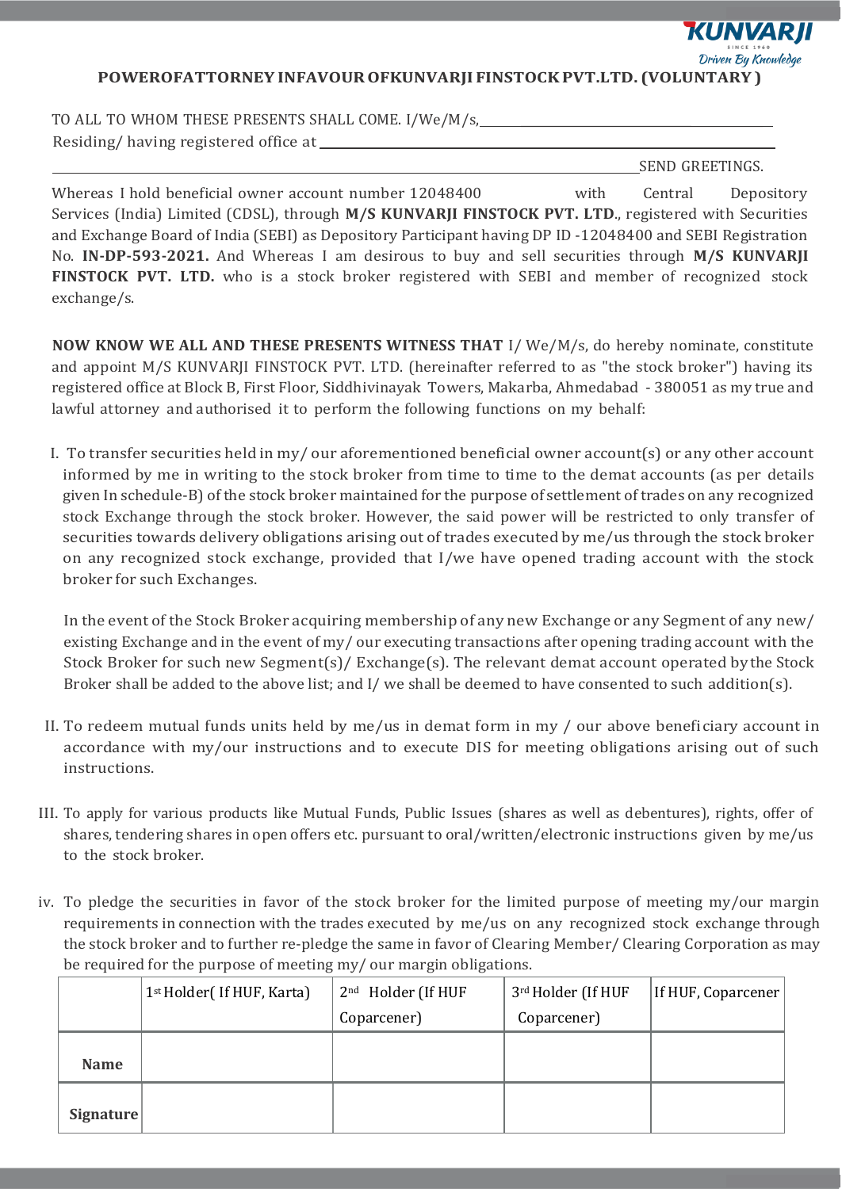## POWEROFATTORNEY INFAVOUR OFKUNVARJI FINSTOCK PVT.LTD. (VOLUNTARY )

TO ALL TO WHOM THESE PRESENTS SHALL COME. I/We/M/s,\_\_\_\_\_\_\_\_\_\_\_\_\_\_\_\_\_\_\_\_\_\_\_\_\_\_\_\_\_\_\_\_\_\_\_\_\_\_
Residing/ having registered office at \_\_\_\_\_\_\_\_\_\_\_\_\_\_\_\_\_\_\_\_\_\_\_\_\_\_\_\_\_\_\_\_\_\_\_\_\_\_\_\_\_\_\_\_\_\_\_\_\_\_\_\_\_\_\_\_\_\_\_\_\_

\_\_\_\_\_\_\_\_\_\_\_\_\_\_\_\_\_\_\_\_\_\_\_\_\_\_\_\_\_\_\_\_\_\_\_\_\_\_\_\_\_\_\_\_\_\_\_\_\_\_\_\_\_\_\_\_\_\_\_\_\_\_\_\_\_\_\_\_\_\_\_\_\_\_\_\_\_\_\_SEND GREETINGS.

Whereas I hold beneficial owner account number 12048400 with Central Depository Services (India) Limited (CDSL), through **M/S KUNVARJI FINSTOCK PVT. LTD**., registered with Securities and Exchange Board of India (SEBI) as Depository Participant having DP ID -12048400 and SEBI Registration No. **IN-DP-593-2021.** And Whereas I am desirous to buy and sell securities through **M/S KUNVARJI FINSTOCK PVT. LTD.** who is a stock broker registered with SEBI and member of recognized stock exchange/s.

**NOW KNOW WE ALL AND THESE PRESENTS WITNESS THAT** I/ We/M/s, do hereby nominate, constitute and appoint M/S KUNVARJI FINSTOCK PVT. LTD. (hereinafter referred to as "the stock broker") having its registered office at Block B, First Floor, Siddhivinayak Towers, Makarba, Ahmedabad - 380051 as my true and lawful attorney and authorised it to perform the following functions on my behalf:

I. To transfer securities held in my/ our aforementioned beneficial owner account(s) or any other account informed by me in writing to the stock broker from time to time to the demat accounts (as per details given In schedule-B) of the stock broker maintained for the purpose of settlement of trades on any recognized stock Exchange through the stock broker. However, the said power will be restricted to only transfer of securities towards delivery obligations arising out of trades executed by me/us through the stock broker on any recognized stock exchange, provided that I/we have opened trading account with the stock broker for such Exchanges.

In the event of the Stock Broker acquiring membership of any new Exchange or any Segment of any new/ existing Exchange and in the event of my/ our executing transactions after opening trading account with the Stock Broker for such new Segment(s)/ Exchange(s). The relevant demat account operated by the Stock Broker shall be added to the above list; and I/ we shall be deemed to have consented to such addition(s).

II. To redeem mutual funds units held by me/us in demat form in my / our above beneficiary account in accordance with my/our instructions and to execute DIS for meeting obligations arising out of such instructions.

III. To apply for various products like Mutual Funds, Public Issues (shares as well as debentures), rights, offer of shares, tendering shares in open offers etc. pursuant to oral/written/electronic instructions given by me/us to the stock broker.

iv. To pledge the securities in favor of the stock broker for the limited purpose of meeting my/our margin requirements in connection with the trades executed by me/us on any recognized stock exchange through the stock broker and to further re-pledge the same in favor of Clearing Member/ Clearing Corporation as may be required for the purpose of meeting my/ our margin obligations.

| | 1st Holder( If HUF, Karta) | 2nd Holder (If HUF Coparcener) | 3rd Holder (If HUF Coparcener) | If HUF, Coparcener |
|---|---|---|---|---|
| **Name** | | | | |
| **Signature** | | | | |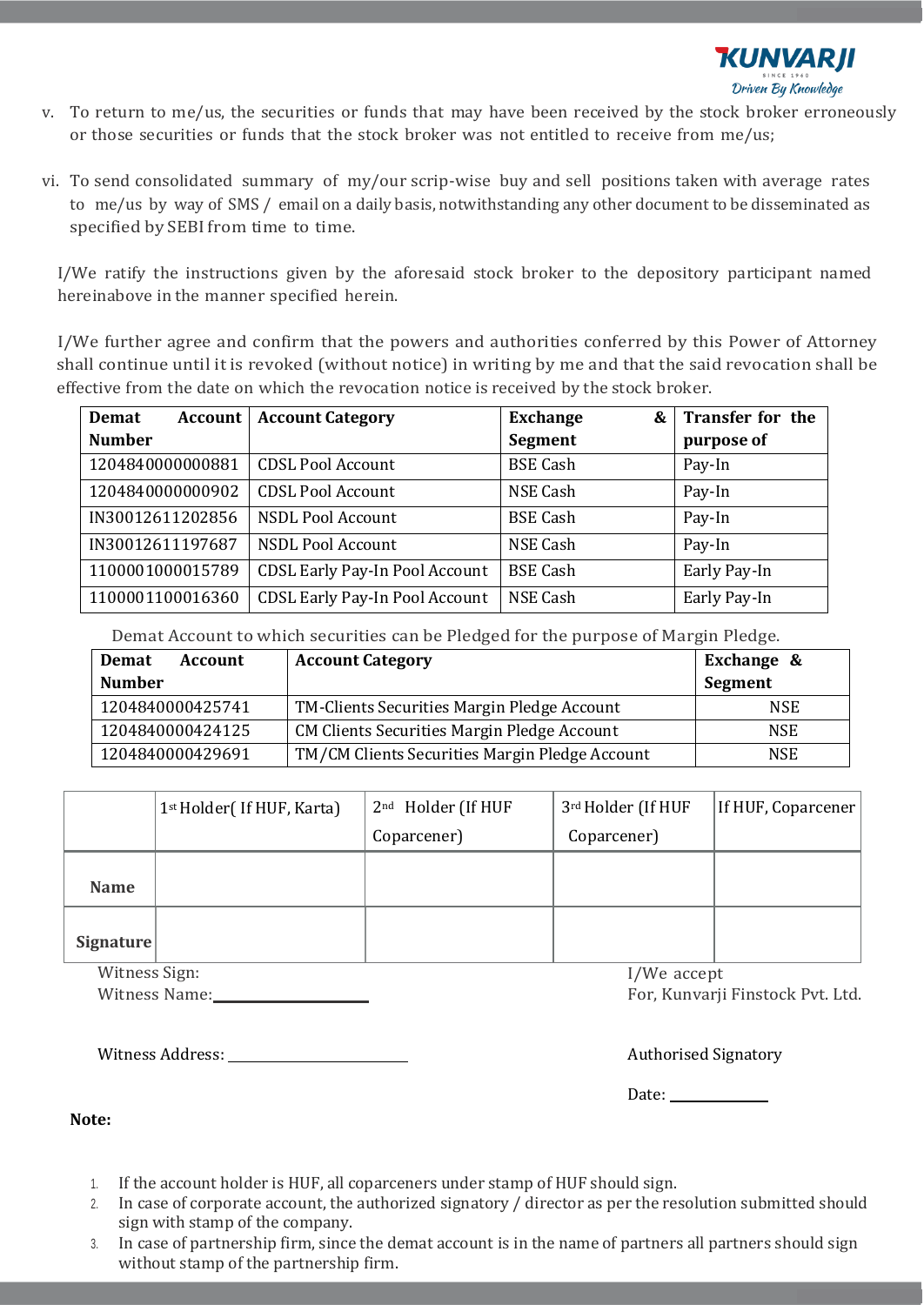v. To return to me/us, the securities or funds that may have been received by the stock broker erroneously or those securities or funds that the stock broker was not entitled to receive from me/us;

vi. To send consolidated summary of my/our scrip-wise buy and sell positions taken with average rates to me/us by way of SMS / email on a daily basis, notwithstanding any other document to be disseminated as specified by SEBI from time to time.

I/We ratify the instructions given by the aforesaid stock broker to the depository participant named hereinabove in the manner specified herein.

I/We further agree and confirm that the powers and authorities conferred by this Power of Attorney shall continue until it is revoked (without notice) in writing by me and that the said revocation shall be effective from the date on which the revocation notice is received by the stock broker.

| Demat Account Number | Account Category | Exchange & Segment | Transfer for the purpose of |
|---|---|---|---|
| 1204840000000881 | CDSL Pool Account | BSE Cash | Pay-In |
| 1204840000000902 | CDSL Pool Account | NSE Cash | Pay-In |
| IN30012611202856 | NSDL Pool Account | BSE Cash | Pay-In |
| IN30012611197687 | NSDL Pool Account | NSE Cash | Pay-In |
| 1100001000015789 | CDSL Early Pay-In Pool Account | BSE Cash | Early Pay-In |
| 1100001100016360 | CDSL Early Pay-In Pool Account | NSE Cash | Early Pay-In |

Demat Account to which securities can be Pledged for the purpose of Margin Pledge.

| Demat Account Number | Account Category | Exchange & Segment |
|---|---|---|
| 1204840000425741 | TM-Clients Securities Margin Pledge Account | NSE |
| 1204840000424125 | CM Clients Securities Margin Pledge Account | NSE |
| 1204840000429691 | TM/CM Clients Securities Margin Pledge Account | NSE |

| | 1st Holder( If HUF, Karta) | 2nd Holder (If HUF Coparcener) | 3rd Holder (If HUF Coparcener) | If HUF, Coparcener |
|---|---|---|---|---|
| **Name** | | | | |
| **Signature** | | | | |

Witness Sign:
Witness Name: ____________________

Witness Address: ____________________

I/We accept
For, Kunvarji Finstock Pvt. Ltd.

Authorised Signatory

Date: ____________

**Note:**

1. If the account holder is HUF, all coparceners under stamp of HUF should sign.
2. In case of corporate account, the authorized signatory / director as per the resolution submitted should sign with stamp of the company.
3. In case of partnership firm, since the demat account is in the name of partners all partners should sign without stamp of the partnership firm.